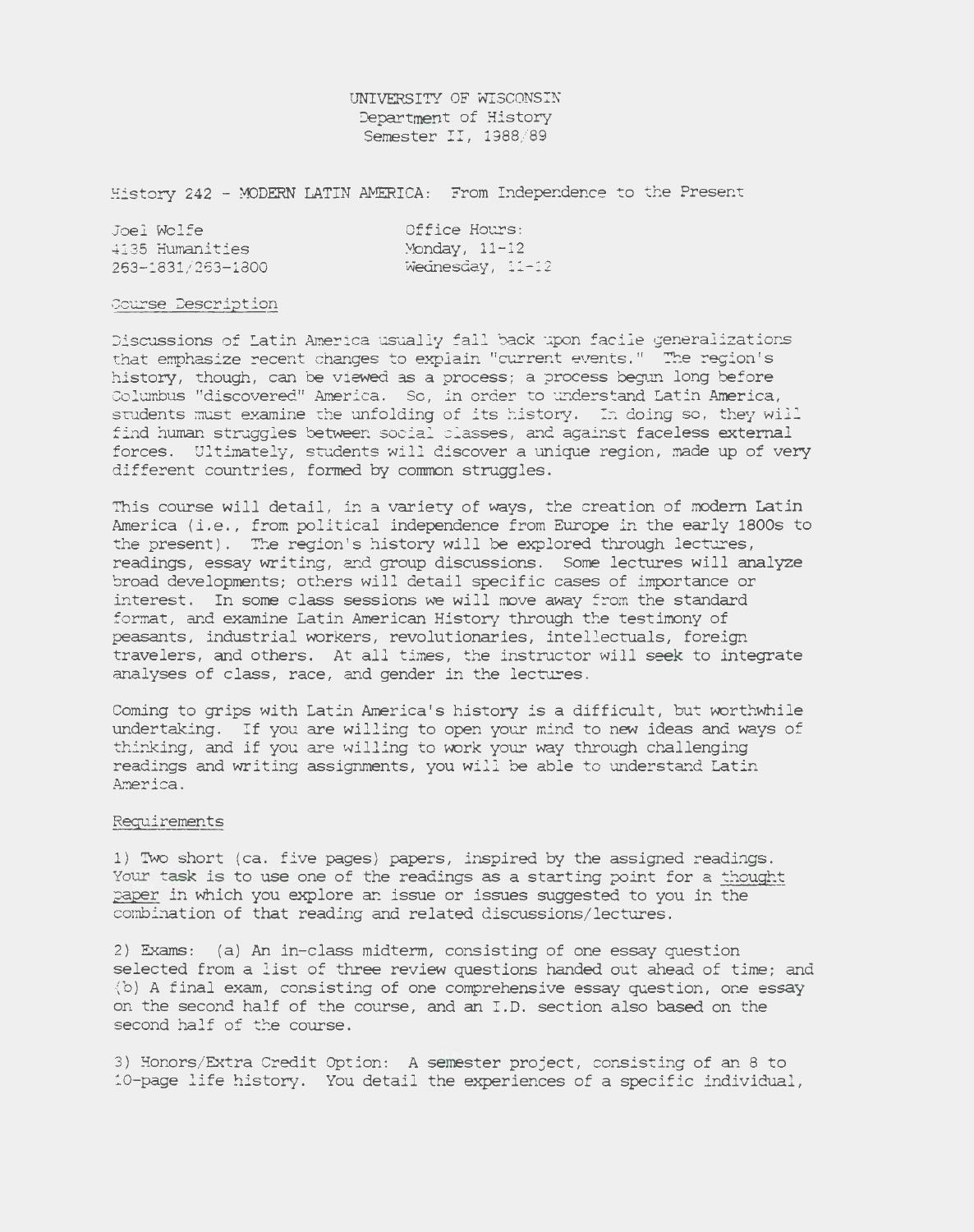UNIVERSITY OF WISCONSIN
Department of History
Semester II, 1988/89

History 242 - MODERN LATIN AMERICA: From Independence to the Present

Joel Wolfe
4135 Humanities
263-1831/263-1800

Office Hours:
Monday, 11-12
Wednesday, 11-12

## Course Description

Discussions of Latin America usually fall back upon facile generalizations that emphasize recent changes to explain "current events." The region's history, though, can be viewed as a process; a process begun long before Columbus "discovered" America. So, in order to understand Latin America, students must examine the unfolding of its history. In doing so, they will find human struggles between social classes, and against faceless external forces. Ultimately, students will discover a unique region, made up of very different countries, formed by common struggles.

This course will detail, in a variety of ways, the creation of modern Latin America (i.e., from political independence from Europe in the early 1800s to the present). The region's history will be explored through lectures, readings, essay writing, and group discussions. Some lectures will analyze broad developments; others will detail specific cases of importance or interest. In some class sessions we will move away from the standard format, and examine Latin American History through the testimony of peasants, industrial workers, revolutionaries, intellectuals, foreign travelers, and others. At all times, the instructor will seek to integrate analyses of class, race, and gender in the lectures.

Coming to grips with Latin America's history is a difficult, but worthwhile undertaking. If you are willing to open your mind to new ideas and ways of thinking, and if you are willing to work your way through challenging readings and writing assignments, you will be able to understand Latin America.

## Requirements

1) Two short (ca. five pages) papers, inspired by the assigned readings. Your task is to use one of the readings as a starting point for a thought paper in which you explore an issue or issues suggested to you in the combination of that reading and related discussions/lectures.

2) Exams: (a) An in-class midterm, consisting of one essay question selected from a list of three review questions handed out ahead of time; and (b) A final exam, consisting of one comprehensive essay question, one essay on the second half of the course, and an I.D. section also based on the second half of the course.

3) Honors/Extra Credit Option: A semester project, consisting of an 8 to 10-page life history. You detail the experiences of a specific individual,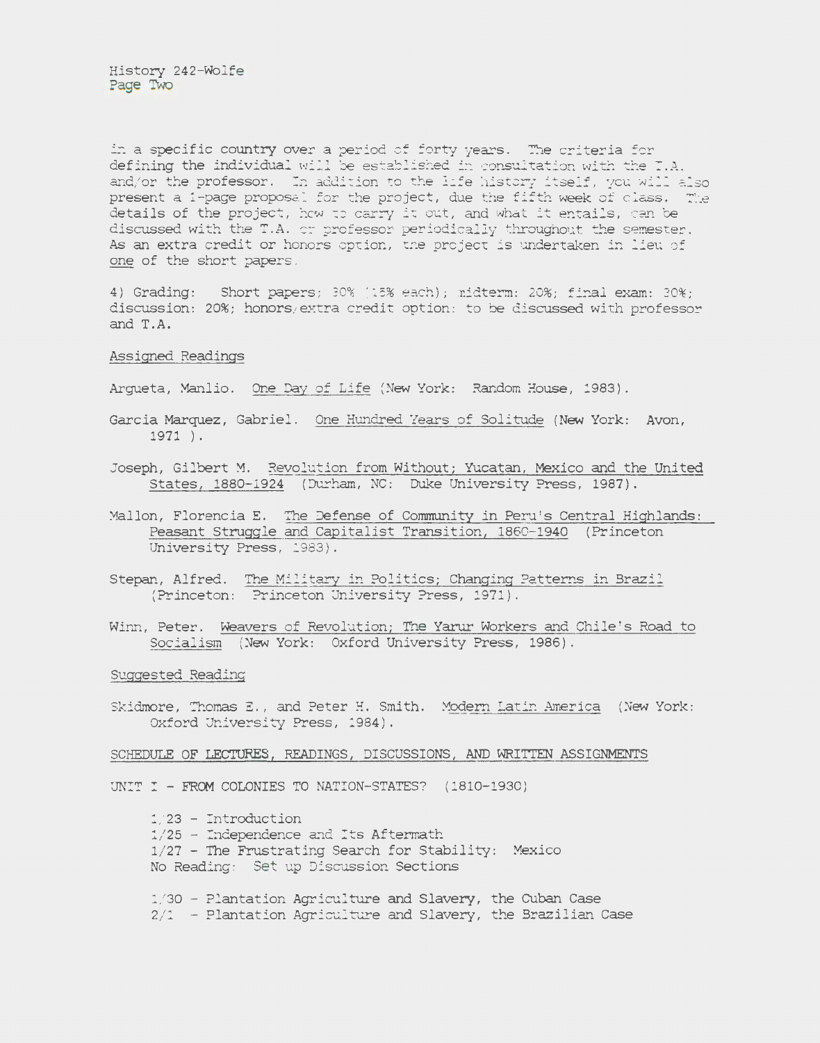in a specific country over a period of forty years. The criteria for defining the individual will be established in consultation with the T.A. and/or the professor. In addition to the life history itself, you will also present a 1-page proposal for the project, due the fifth week of class. The details of the project, how to carry it out, and what it entails, can be discussed with the T.A. or professor periodically throughout the semester. As an extra credit or honors option, the project is undertaken in lieu of one of the short papers.

4) Grading: Short papers; 30% (15% each); midterm: 20%; final exam: 30%; discussion: 20%; honors/extra credit option: to be discussed with professor and T.A.

Assigned Readings

Argueta, Manlio. One Day of Life (New York: Random House, 1983).

Garcia Marquez, Gabriel. One Hundred Years of Solitude (New York: Avon, 1971 ).

Joseph, Gilbert M. Revolution from Without; Yucatan, Mexico and the United States, 1880-1924 (Durham, NC: Duke University Press, 1987).

Mallon, Florencia E. The Defense of Community in Peru's Central Highlands: Peasant Struggle and Capitalist Transition, 1860-1940 (Princeton University Press, 1983).

Stepan, Alfred. The Military in Politics; Changing Patterns in Brazil (Princeton: Princeton University Press, 1971).

Winn, Peter. Weavers of Revolution; The Yarur Workers and Chile's Road to Socialism (New York: Oxford University Press, 1986).

Suggested Reading

Skidmore, Thomas E., and Peter H. Smith. Modern Latin America (New York: Oxford University Press, 1984).

SCHEDULE OF LECTURES, READINGS, DISCUSSIONS, AND WRITTEN ASSIGNMENTS

UNIT I - FROM COLONIES TO NATION-STATES? (1810-1930)

1/23 - Introduction
1/25 - Independence and Its Aftermath
1/27 - The Frustrating Search for Stability: Mexico
No Reading: Set up Discussion Sections

1/30 - Plantation Agriculture and Slavery, the Cuban Case
2/1 - Plantation Agriculture and Slavery, the Brazilian Case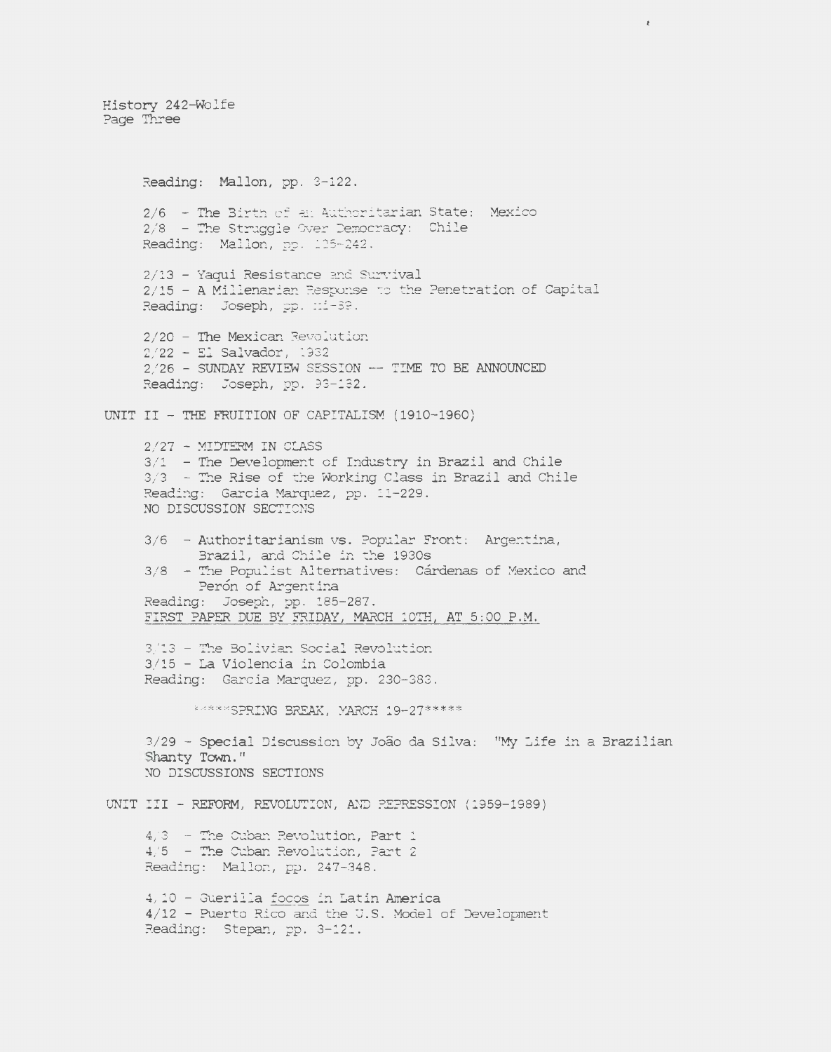Reading: Mallon, pp. 3-122.

2/6 - The Birth of an Authoritarian State: Mexico
2/8 - The Struggle Over Democracy: Chile
Reading: Mallon, pp. 125-242.

2/13 - Yaqui Resistance and Survival
2/15 - A Millenarian Response to the Penetration of Capital
Reading: Joseph, pp. xi-89.

2/20 - The Mexican Revolution
2/22 - El Salvador, 1932
2/26 - SUNDAY REVIEW SESSION -- TIME TO BE ANNOUNCED
Reading: Joseph, pp. 93-132.

## UNIT II - THE FRUITION OF CAPITALISM (1910-1960)

2/27 - MIDTERM IN CLASS
3/1 - The Development of Industry in Brazil and Chile
3/3 - The Rise of the Working Class in Brazil and Chile
Reading: Garcia Marquez, pp. 11-229.
NO DISCUSSION SECTIONS

3/6 - Authoritarianism vs. Popular Front: Argentina, Brazil, and Chile in the 1930s
3/8 - The Populist Alternatives: Cárdenas of Mexico and Perón of Argentina
Reading: Joseph, pp. 185-287.
<u>FIRST PAPER DUE BY FRIDAY, MARCH 10TH, AT 5:00 P.M.</u>

3/13 - The Bolivian Social Revolution
3/15 - La Violencia in Colombia
Reading: Garcia Marquez, pp. 230-383.

*****SPRING BREAK, MARCH 19-27*****

3/29 - Special Discussion by João da Silva: "My Life in a Brazilian Shanty Town."
NO DISCUSSIONS SECTIONS

## UNIT III - REFORM, REVOLUTION, AND REPRESSION (1959-1989)

4/3 - The Cuban Revolution, Part 1
4/5 - The Cuban Revolution, Part 2
Reading: Mallon, pp. 247-348.

4/10 - Guerilla <u>focos</u> in Latin America
4/12 - Puerto Rico and the U.S. Model of Development
Reading: Stepan, pp. 3-121.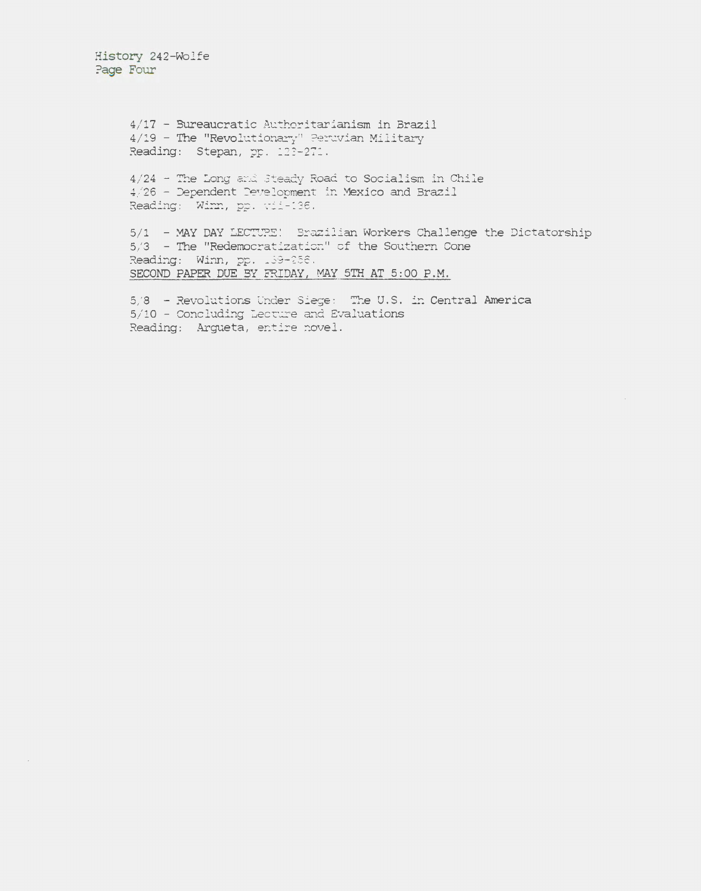4/17 - Bureaucratic Authoritarianism in Brazil
4/19 - The "Revolutionary" Peruvian Military
Reading: Stepan, pp. 129-271.

4/24 - The Long and Steady Road to Socialism in Chile
4/26 - Dependent Development in Mexico and Brazil
Reading: Winn, pp. vii-136.

5/1 - MAY DAY LECTURE! Brazilian Workers Challenge the Dictatorship
5/3 - The "Redemocratization" of the Southern Cone
Reading: Winn, pp. 139-256.
<u>SECOND PAPER DUE BY FRIDAY, MAY 5TH AT 5:00 P.M.</u>

5/8 - Revolutions Under Siege: The U.S. in Central America
5/10 - Concluding Lecture and Evaluations
Reading: Argueta, entire novel.